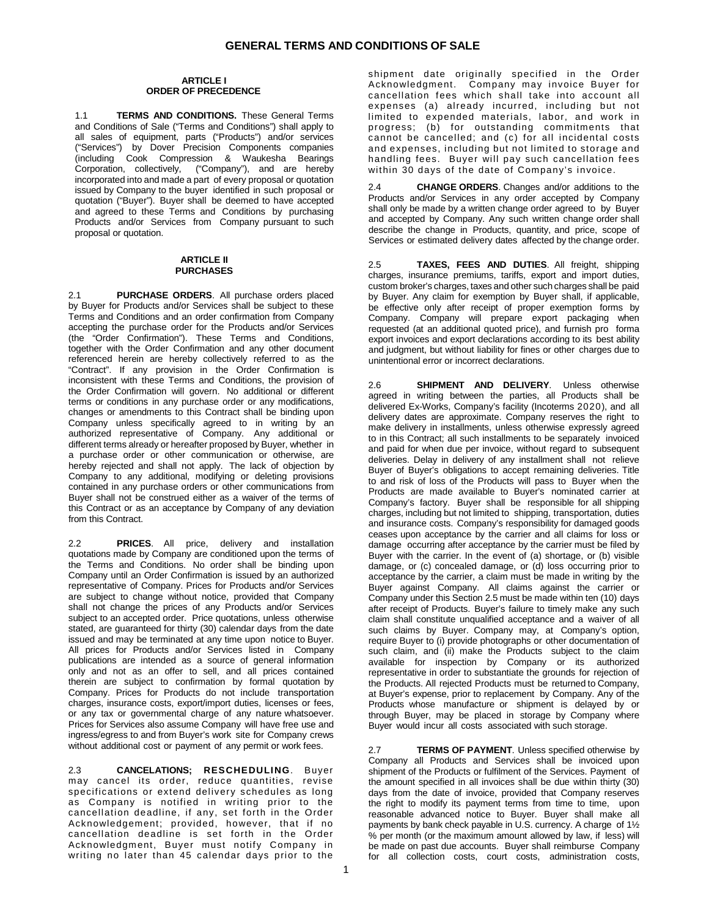# GENERAL TERMS AND CONDITIONS OF SALE

## ARTICLE I
## ORDER OF PRECEDENCE

1.1 **TERMS AND CONDITIONS.** These General Terms and Conditions of Sale ("Terms and Conditions") shall apply to all sales of equipment, parts ("Products") and/or services ("Services") by Dover Precision Components companies (including Cook Compression & Waukesha Bearings Corporation, collectively, ("Company"), and are hereby incorporated into and made a part of every proposal or quotation issued by Company to the buyer identified in such proposal or quotation ("Buyer"). Buyer shall be deemed to have accepted and agreed to these Terms and Conditions by purchasing Products and/or Services from Company pursuant to such proposal or quotation.

## ARTICLE II
## PURCHASES

2.1 **PURCHASE ORDERS**. All purchase orders placed by Buyer for Products and/or Services shall be subject to these Terms and Conditions and an order confirmation from Company accepting the purchase order for the Products and/or Services (the "Order Confirmation"). These Terms and Conditions, together with the Order Confirmation and any other document referenced herein are hereby collectively referred to as the "Contract". If any provision in the Order Confirmation is inconsistent with these Terms and Conditions, the provision of the Order Confirmation will govern. No additional or different terms or conditions in any purchase order or any modifications, changes or amendments to this Contract shall be binding upon Company unless specifically agreed to in writing by an authorized representative of Company. Any additional or different terms already or hereafter proposed by Buyer, whether in a purchase order or other communication or otherwise, are hereby rejected and shall not apply. The lack of objection by Company to any additional, modifying or deleting provisions contained in any purchase orders or other communications from Buyer shall not be construed either as a waiver of the terms of this Contract or as an acceptance by Company of any deviation from this Contract.

2.2 **PRICES**. All price, delivery and installation quotations made by Company are conditioned upon the terms of the Terms and Conditions. No order shall be binding upon Company until an Order Confirmation is issued by an authorized representative of Company. Prices for Products and/or Services are subject to change without notice, provided that Company shall not change the prices of any Products and/or Services subject to an accepted order. Price quotations, unless otherwise stated, are guaranteed for thirty (30) calendar days from the date issued and may be terminated at any time upon notice to Buyer. All prices for Products and/or Services listed in Company publications are intended as a source of general information only and not as an offer to sell, and all prices contained therein are subject to confirmation by formal quotation by Company. Prices for Products do not include transportation charges, insurance costs, export/import duties, licenses or fees, or any tax or governmental charge of any nature whatsoever. Prices for Services also assume Company will have free use and ingress/egress to and from Buyer's work site for Company crews without additional cost or payment of any permit or work fees.

2.3 **CANCELATIONS; RESCHEDULING**. Buyer may cancel its order, reduce quantities, revise specifications or extend delivery schedules as long as Company is notified in writing prior to the cancellation deadline, if any, set forth in the Order Acknowledgement; provided, however, that if no cancellation deadline is set forth in the Order Acknowledgment, Buyer must notify Company in writing no later than 45 calendar days prior to the shipment date originally specified in the Order Acknowledgment. Company may invoice Buyer for cancellation fees which shall take into account all expenses (a) already incurred, including but not limited to expended materials, labor, and work in progress; (b) for outstanding commitments that cannot be cancelled; and (c) for all incidental costs and expenses, including but not limited to storage and handling fees. Buyer will pay such cancellation fees within 30 days of the date of Company's invoice.

2.4 **CHANGE ORDERS**. Changes and/or additions to the Products and/or Services in any order accepted by Company shall only be made by a written change order agreed to by Buyer and accepted by Company. Any such written change order shall describe the change in Products, quantity, and price, scope of Services or estimated delivery dates affected by the change order.

2.5 **TAXES, FEES AND DUTIES**. All freight, shipping charges, insurance premiums, tariffs, export and import duties, custom broker's charges, taxes and other such charges shall be paid by Buyer. Any claim for exemption by Buyer shall, if applicable, be effective only after receipt of proper exemption forms by Company. Company will prepare export packaging when requested (at an additional quoted price), and furnish pro forma export invoices and export declarations according to its best ability and judgment, but without liability for fines or other charges due to unintentional error or incorrect declarations.

2.6 **SHIPMENT AND DELIVERY**. Unless otherwise agreed in writing between the parties, all Products shall be delivered Ex-Works, Company's facility (Incoterms 2020), and all delivery dates are approximate. Company reserves the right to make delivery in installments, unless otherwise expressly agreed to in this Contract; all such installments to be separately invoiced and paid for when due per invoice, without regard to subsequent deliveries. Delay in delivery of any installment shall not relieve Buyer of Buyer's obligations to accept remaining deliveries. Title to and risk of loss of the Products will pass to Buyer when the Products are made available to Buyer's nominated carrier at Company's factory. Buyer shall be responsible for all shipping charges, including but not limited to shipping, transportation, duties and insurance costs. Company's responsibility for damaged goods ceases upon acceptance by the carrier and all claims for loss or damage occurring after acceptance by the carrier must be filed by Buyer with the carrier. In the event of (a) shortage, or (b) visible damage, or (c) concealed damage, or (d) loss occurring prior to acceptance by the carrier, a claim must be made in writing by the Buyer against Company. All claims against the carrier or Company under this Section 2.5 must be made within ten (10) days after receipt of Products. Buyer's failure to timely make any such claim shall constitute unqualified acceptance and a waiver of all such claims by Buyer. Company may, at Company's option, require Buyer to (i) provide photographs or other documentation of such claim, and (ii) make the Products subject to the claim available for inspection by Company or its authorized representative in order to substantiate the grounds for rejection of the Products. All rejected Products must be returned to Company, at Buyer's expense, prior to replacement by Company. Any of the Products whose manufacture or shipment is delayed by or through Buyer, may be placed in storage by Company where Buyer would incur all costs associated with such storage.

2.7 **TERMS OF PAYMENT**. Unless specified otherwise by Company all Products and Services shall be invoiced upon shipment of the Products or fulfilment of the Services. Payment of the amount specified in all invoices shall be due within thirty (30) days from the date of invoice, provided that Company reserves the right to modify its payment terms from time to time, upon reasonable advanced notice to Buyer. Buyer shall make all payments by bank check payable in U.S. currency. A charge of 1½ % per month (or the maximum amount allowed by law, if less) will be made on past due accounts. Buyer shall reimburse Company for all collection costs, court costs, administration costs,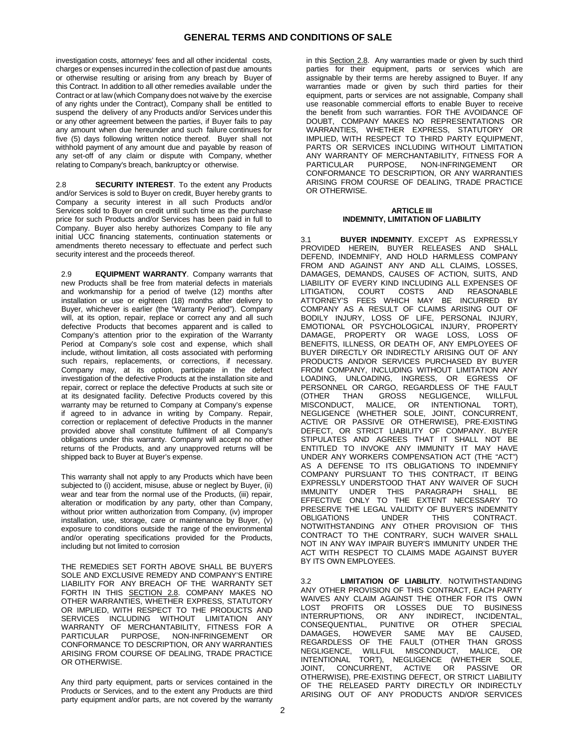investigation costs, attorneys' fees and all other incidental costs, charges or expenses incurred in the collection of past due amounts or otherwise resulting or arising from any breach by Buyer of this Contract. In addition to all other remedies available under the Contract or at law (which Company does not waive by the exercise of any rights under the Contract), Company shall be entitled to suspend the delivery of any Products and/or Services under this or any other agreement between the parties, if Buyer fails to pay any amount when due hereunder and such failure continues for five (5) days following written notice thereof. Buyer shall not withhold payment of any amount due and payable by reason of any set-off of any claim or dispute with Company, whether relating to Company's breach, bankruptcy or otherwise.

2.8 **SECURITY INTEREST**. To the extent any Products and/or Services is sold to Buyer on credit, Buyer hereby grants to Company a security interest in all such Products and/or Services sold to Buyer on credit until such time as the purchase price for such Products and/or Services has been paid in full to Company. Buyer also hereby authorizes Company to file any initial UCC financing statements, continuation statements or amendments thereto necessary to effectuate and perfect such security interest and the proceeds thereof.

2.9 **EQUIPMENT WARRANTY**. Company warrants that new Products shall be free from material defects in materials and workmanship for a period of twelve (12) months after installation or use or eighteen (18) months after delivery to Buyer, whichever is earlier (the "Warranty Period"). Company will, at its option, repair, replace or correct any and all such defective Products that becomes apparent and is called to Company's attention prior to the expiration of the Warranty Period at Company's sole cost and expense, which shall include, without limitation, all costs associated with performing such repairs, replacements, or corrections, if necessary. Company may, at its option, participate in the defect investigation of the defective Products at the installation site and repair, correct or replace the defective Products at such site or at its designated facility. Defective Products covered by this warranty may be returned to Company at Company's expense if agreed to in advance in writing by Company. Repair, correction or replacement of defective Products in the manner provided above shall constitute fulfilment of all Company's obligations under this warranty. Company will accept no other returns of the Products, and any unapproved returns will be shipped back to Buyer at Buyer's expense.

This warranty shall not apply to any Products which have been subjected to (i) accident, misuse, abuse or neglect by Buyer, (ii) wear and tear from the normal use of the Products, (iii) repair, alteration or modification by any party, other than Company, without prior written authorization from Company, (iv) improper installation, use, storage, care or maintenance by Buyer, (v) exposure to conditions outside the range of the environmental and/or operating specifications provided for the Products, including but not limited to corrosion

THE REMEDIES SET FORTH ABOVE SHALL BE BUYER'S SOLE AND EXCLUSIVE REMEDY AND COMPANY'S ENTIRE LIABILITY FOR ANY BREACH OF THE WARRANTY SET FORTH IN THIS SECTION 2.8. COMPANY MAKES NO OTHER WARRANTIES, WHETHER EXPRESS, STATUTORY OR IMPLIED, WITH RESPECT TO THE PRODUCTS AND SERVICES INCLUDING WITHOUT LIMITATION ANY WARRANTY OF MERCHANTABILITY, FITNESS FOR A PARTICULAR PURPOSE, NON-INFRINGEMENT OR CONFORMANCE TO DESCRIPTION, OR ANY WARRANTIES ARISING FROM COURSE OF DEALING, TRADE PRACTICE OR OTHERWISE.

Any third party equipment, parts or services contained in the Products or Services, and to the extent any Products are third party equipment and/or parts, are not covered by the warranty in this Section 2.8. Any warranties made or given by such third parties for their equipment, parts or services which are assignable by their terms are hereby assigned to Buyer. If any warranties made or given by such third parties for their equipment, parts or services are not assignable, Company shall use reasonable commercial efforts to enable Buyer to receive the benefit from such warranties. FOR THE AVOIDANCE OF DOUBT, COMPANY MAKES NO REPRESENTATIONS OR WARRANTIES, WHETHER EXPRESS, STATUTORY OR IMPLIED, WITH RESPECT TO THIRD PARTY EQUIPMENT, PARTS OR SERVICES INCLUDING WITHOUT LIMITATION ANY WARRANTY OF MERCHANTABILITY, FITNESS FOR A PARTICULAR PURPOSE, NON-INFRINGEMENT OR CONFORMANCE TO DESCRIPTION, OR ANY WARRANTIES ARISING FROM COURSE OF DEALING, TRADE PRACTICE OR OTHERWISE.

## ARTICLE III
## INDEMNITY, LIMITATION OF LIABILITY

3.1 **BUYER INDEMNITY**. EXCEPT AS EXPRESSLY PROVIDED HEREIN, BUYER RELEASES AND SHALL DEFEND, INDEMNIFY, AND HOLD HARMLESS COMPANY FROM AND AGAINST ANY AND ALL CLAIMS, LOSSES, DAMAGES, DEMANDS, CAUSES OF ACTION, SUITS, AND LIABILITY OF EVERY KIND INCLUDING ALL EXPENSES OF LITIGATION, COURT COSTS AND REASONABLE ATTORNEY'S FEES WHICH MAY BE INCURRED BY COMPANY AS A RESULT OF CLAIMS ARISING OUT OF BODILY INJURY, LOSS OF LIFE, PERSONAL INJURY, EMOTIONAL OR PSYCHOLOGICAL INJURY, PROPERTY DAMAGE, PROPERTY OR WAGE LOSS, LOSS OF BENEFITS, ILLNESS, OR DEATH OF, ANY EMPLOYEES OF BUYER DIRECTLY OR INDIRECTLY ARISING OUT OF ANY PRODUCTS AND/OR SERVICES PURCHASED BY BUYER FROM COMPANY, INCLUDING WITHOUT LIMITATION ANY LOADING, UNLOADING, INGRESS, OR EGRESS OF PERSONNEL OR CARGO, REGARDLESS OF THE FAULT (OTHER THAN GROSS NEGLIGENCE, WILLFUL MISCONDUCT, MALICE, OR INTENTIONAL TORT), NEGLIGENCE (WHETHER SOLE, JOINT, CONCURRENT, ACTIVE OR PASSIVE OR OTHERWISE), PRE-EXISTING DEFECT, OR STRICT LIABILITY OF COMPANY. BUYER STIPULATES AND AGREES THAT IT SHALL NOT BE ENTITLED TO INVOKE ANY IMMUNITY IT MAY HAVE UNDER ANY WORKERS COMPENSATION ACT (THE "ACT") AS A DEFENSE TO ITS OBLIGATIONS TO INDEMNIFY COMPANY PURSUANT TO THIS CONTRACT, IT BEING EXPRESSLY UNDERSTOOD THAT ANY WAIVER OF SUCH IMMUNITY UNDER THIS PARAGRAPH SHALL BE EFFECTIVE ONLY TO THE EXTENT NECESSARY TO PRESERVE THE LEGAL VALIDITY OF BUYER'S INDEMNITY OBLIGATIONS UNDER THIS CONTRACT. NOTWITHSTANDING ANY OTHER PROVISION OF THIS CONTRACT TO THE CONTRARY, SUCH WAIVER SHALL NOT IN ANY WAY IMPAIR BUYER'S IMMUNITY UNDER THE ACT WITH RESPECT TO CLAIMS MADE AGAINST BUYER BY ITS OWN EMPLOYEES.

3.2 **LIMITATION OF LIABILITY**. NOTWITHSTANDING ANY OTHER PROVISION OF THIS CONTRACT, EACH PARTY WAIVES ANY CLAIM AGAINST THE OTHER FOR ITS OWN LOST PROFITS OR LOSSES DUE TO BUSINESS INTERRUPTIONS, OR ANY INDIRECT, INCIDENTAL, CONSEQUENTIAL, PUNITIVE OR OTHER SPECIAL DAMAGES, HOWEVER SAME MAY BE CAUSED, REGARDLESS OF THE FAULT (OTHER THAN GROSS NEGLIGENCE, WILLFUL MISCONDUCT, MALICE, OR INTENTIONAL TORT), NEGLIGENCE (WHETHER SOLE, JOINT, CONCURRENT, ACTIVE OR PASSIVE OR OTHERWISE), PRE-EXISTING DEFECT, OR STRICT LIABILITY OF THE RELEASED PARTY DIRECTLY OR INDIRECTLY ARISING OUT OF ANY PRODUCTS AND/OR SERVICES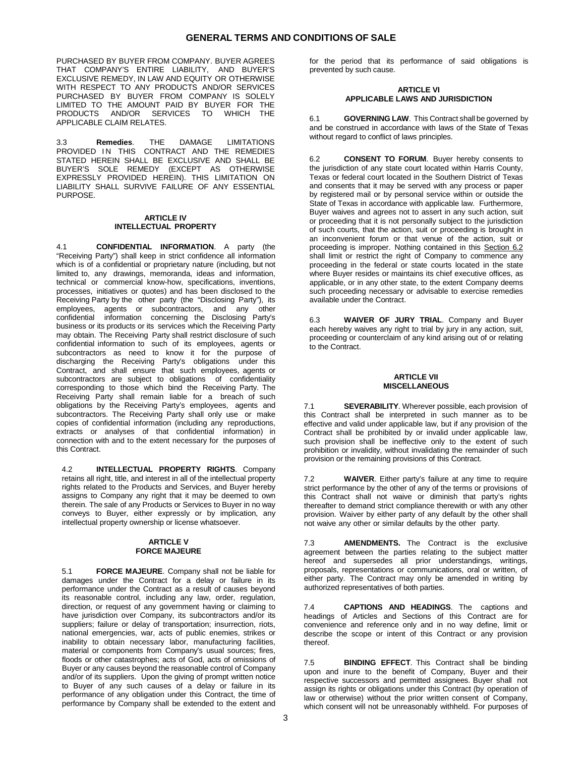PURCHASED BY BUYER FROM COMPANY. BUYER AGREES THAT COMPANY'S ENTIRE LIABILITY, AND BUYER'S EXCLUSIVE REMEDY, IN LAW AND EQUITY OR OTHERWISE WITH RESPECT TO ANY PRODUCTS AND/OR SERVICES PURCHASED BY BUYER FROM COMPANY IS SOLELY LIMITED TO THE AMOUNT PAID BY BUYER FOR THE PRODUCTS AND/OR SERVICES TO WHICH THE APPLICABLE CLAIM RELATES.

3.3 **Remedies**. THE DAMAGE LIMITATIONS PROVIDED IN THIS CONTRACT AND THE REMEDIES STATED HEREIN SHALL BE EXCLUSIVE AND SHALL BE BUYER'S SOLE REMEDY (EXCEPT AS OTHERWISE EXPRESSLY PROVIDED HEREIN). THIS LIMITATION ON LIABILITY SHALL SURVIVE FAILURE OF ANY ESSENTIAL PURPOSE.

## ARTICLE IV
## INTELLECTUAL PROPERTY

4.1 **CONFIDENTIAL INFORMATION**. A party (the "Receiving Party") shall keep in strict confidence all information which is of a confidential or proprietary nature (including, but not limited to, any drawings, memoranda, ideas and information, technical or commercial know-how, specifications, inventions, processes, initiatives or quotes) and has been disclosed to the Receiving Party by the other party (the "Disclosing Party"), its employees, agents or subcontractors, and any other confidential information concerning the Disclosing Party's business or its products or its services which the Receiving Party may obtain. The Receiving Party shall restrict disclosure of such confidential information to such of its employees, agents or subcontractors as need to know it for the purpose of discharging the Receiving Party's obligations under this Contract, and shall ensure that such employees, agents or subcontractors are subject to obligations of confidentiality corresponding to those which bind the Receiving Party. The Receiving Party shall remain liable for a breach of such obligations by the Receiving Party's employees, agents and subcontractors. The Receiving Party shall only use or make copies of confidential information (including any reproductions, extracts or analyses of that confidential information) in connection with and to the extent necessary for the purposes of this Contract.

4.2 **INTELLECTUAL PROPERTY RIGHTS**. Company retains all right, title, and interest in all of the intellectual property rights related to the Products and Services, and Buyer hereby assigns to Company any right that it may be deemed to own therein. The sale of any Products or Services to Buyer in no way conveys to Buyer, either expressly or by implication, any intellectual property ownership or license whatsoever.

## ARTICLE V
## FORCE MAJEURE

5.1 **FORCE MAJEURE**. Company shall not be liable for damages under the Contract for a delay or failure in its performance under the Contract as a result of causes beyond its reasonable control, including any law, order, regulation, direction, or request of any government having or claiming to have jurisdiction over Company, its subcontractors and/or its suppliers; failure or delay of transportation; insurrection, riots, national emergencies, war, acts of public enemies, strikes or inability to obtain necessary labor, manufacturing facilities, material or components from Company's usual sources; fires, floods or other catastrophes; acts of God, acts of omissions of Buyer or any causes beyond the reasonable control of Company and/or of its suppliers. Upon the giving of prompt written notice to Buyer of any such causes of a delay or failure in its performance of any obligation under this Contract, the time of performance by Company shall be extended to the extent and for the period that its performance of said obligations is prevented by such cause.

## ARTICLE VI
## APPLICABLE LAWS AND JURISDICTION

6.1 **GOVERNING LAW**. This Contract shall be governed by and be construed in accordance with laws of the State of Texas without regard to conflict of laws principles.

6.2 **CONSENT TO FORUM**. Buyer hereby consents to the jurisdiction of any state court located within Harris County, Texas or federal court located in the Southern District of Texas and consents that it may be served with any process or paper by registered mail or by personal service within or outside the State of Texas in accordance with applicable law. Furthermore, Buyer waives and agrees not to assert in any such action, suit or proceeding that it is not personally subject to the jurisdiction of such courts, that the action, suit or proceeding is brought in an inconvenient forum or that venue of the action, suit or proceeding is improper. Nothing contained in this Section 6.2 shall limit or restrict the right of Company to commence any proceeding in the federal or state courts located in the state where Buyer resides or maintains its chief executive offices, as applicable, or in any other state, to the extent Company deems such proceeding necessary or advisable to exercise remedies available under the Contract.

6.3 **WAIVER OF JURY TRIAL**. Company and Buyer each hereby waives any right to trial by jury in any action, suit, proceeding or counterclaim of any kind arising out of or relating to the Contract.

## ARTICLE VII
## MISCELLANEOUS

7.1 **SEVERABILITY**. Wherever possible, each provision of this Contract shall be interpreted in such manner as to be effective and valid under applicable law, but if any provision of the Contract shall be prohibited by or invalid under applicable law, such provision shall be ineffective only to the extent of such prohibition or invalidity, without invalidating the remainder of such provision or the remaining provisions of this Contract.

7.2 **WAIVER**. Either party's failure at any time to require strict performance by the other of any of the terms or provisions of this Contract shall not waive or diminish that party's rights thereafter to demand strict compliance therewith or with any other provision. Waiver by either party of any default by the other shall not waive any other or similar defaults by the other party.

7.3 **AMENDMENTS.** The Contract is the exclusive agreement between the parties relating to the subject matter hereof and supersedes all prior understandings, writings, proposals, representations or communications, oral or written, of either party. The Contract may only be amended in writing by authorized representatives of both parties.

7.4 **CAPTIONS AND HEADINGS**. The captions and headings of Articles and Sections of this Contract are for convenience and reference only and in no way define, limit or describe the scope or intent of this Contract or any provision thereof.

7.5 **BINDING EFFECT**. This Contract shall be binding upon and inure to the benefit of Company, Buyer and their respective successors and permitted assignees. Buyer shall not assign its rights or obligations under this Contract (by operation of law or otherwise) without the prior written consent of Company, which consent will not be unreasonably withheld. For purposes of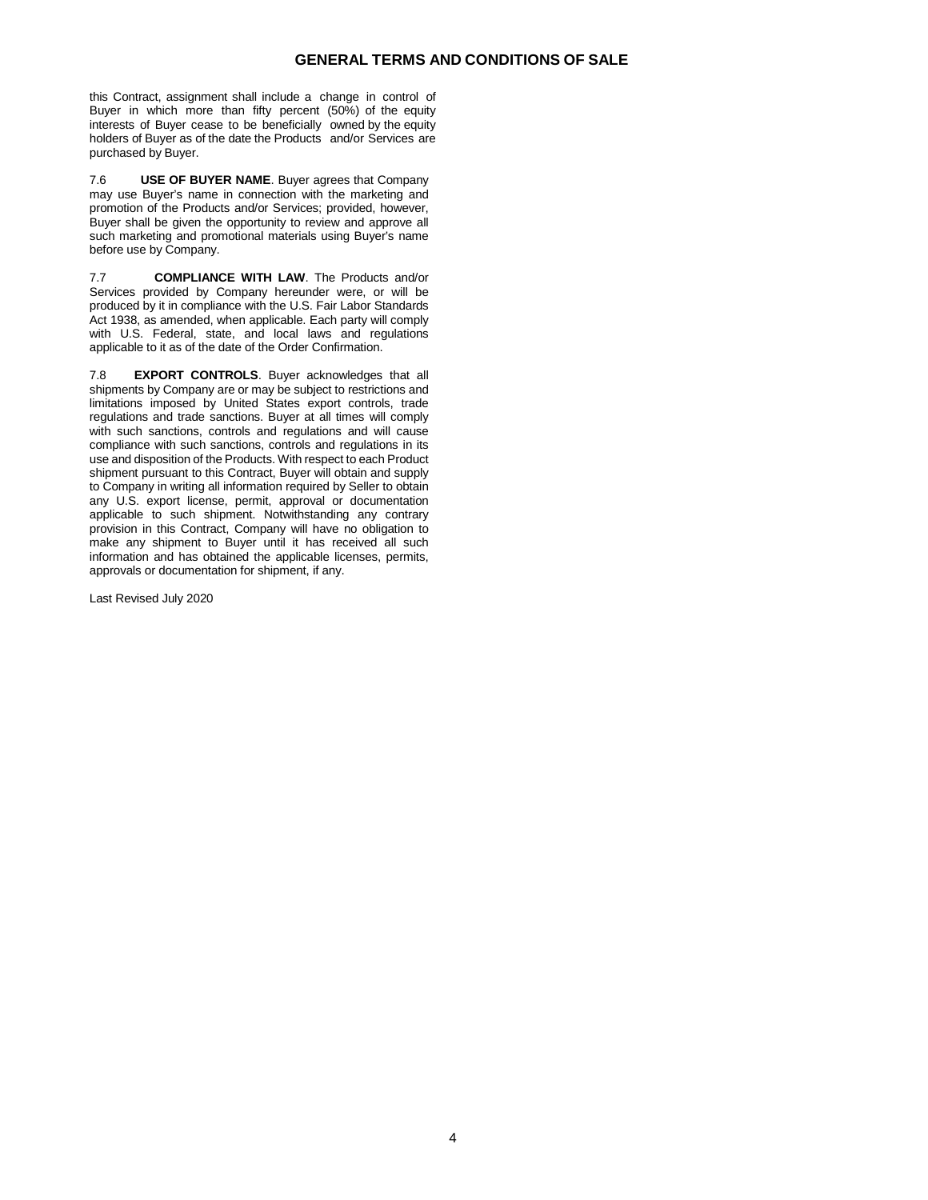this Contract, assignment shall include a change in control of Buyer in which more than fifty percent (50%) of the equity interests of Buyer cease to be beneficially owned by the equity holders of Buyer as of the date the Products and/or Services are purchased by Buyer.

7.6 **USE OF BUYER NAME**. Buyer agrees that Company may use Buyer's name in connection with the marketing and promotion of the Products and/or Services; provided, however, Buyer shall be given the opportunity to review and approve all such marketing and promotional materials using Buyer's name before use by Company.

7.7 **COMPLIANCE WITH LAW**. The Products and/or Services provided by Company hereunder were, or will be produced by it in compliance with the U.S. Fair Labor Standards Act 1938, as amended, when applicable. Each party will comply with U.S. Federal, state, and local laws and regulations applicable to it as of the date of the Order Confirmation.

7.8 **EXPORT CONTROLS**. Buyer acknowledges that all shipments by Company are or may be subject to restrictions and limitations imposed by United States export controls, trade regulations and trade sanctions. Buyer at all times will comply with such sanctions, controls and regulations and will cause compliance with such sanctions, controls and regulations in its use and disposition of the Products. With respect to each Product shipment pursuant to this Contract, Buyer will obtain and supply to Company in writing all information required by Seller to obtain any U.S. export license, permit, approval or documentation applicable to such shipment. Notwithstanding any contrary provision in this Contract, Company will have no obligation to make any shipment to Buyer until it has received all such information and has obtained the applicable licenses, permits, approvals or documentation for shipment, if any.

Last Revised July 2020